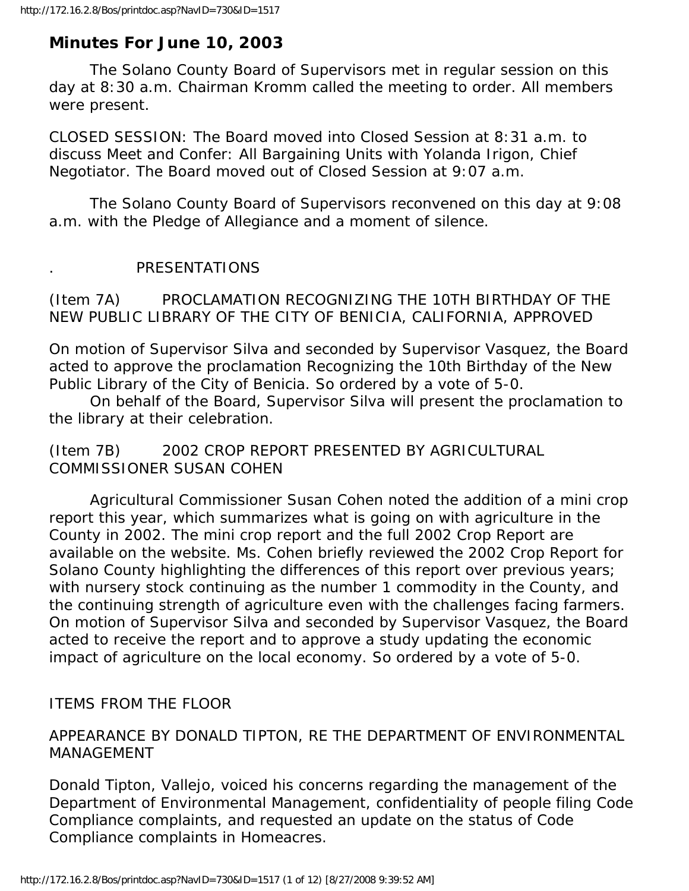# Minutes For June 10, 2003

The Solano County Board of Supervisors met in regular session on this day at 8:30 a.m. Chairman Kromm called the meeting to order. All members were present.

CLOSED SESSION: The Board moved into Closed Session at 8:31 a.m. to discuss Meet and Confer: All Bargaining Units with Yolanda Irigon, Chief Negotiator. The Board moved out of Closed Session at 9:07 a.m.

The Solano County Board of Supervisors reconvened on this day at 9:08 a.m. with the Pledge of Allegiance and a moment of silence.

. PRESENTATIONS

(Item 7A) PROCLAMATION RECOGNIZING THE 10TH BIRTHDAY OF THE NEW PUBLIC LIBRARY OF THE CITY OF BENICIA, CALIFORNIA, APPROVED

On motion of Supervisor Silva and seconded by Supervisor Vasquez, the Board acted to approve the proclamation Recognizing the 10th Birthday of the New Public Library of the City of Benicia. So ordered by a vote of 5-0.

On behalf of the Board, Supervisor Silva will present the proclamation to the library at their celebration.

(Item 7B) 2002 CROP REPORT PRESENTED BY AGRICULTURAL COMMISSIONER SUSAN COHEN

Agricultural Commissioner Susan Cohen noted the addition of a mini crop report this year, which summarizes what is going on with agriculture in the County in 2002. The mini crop report and the full 2002 Crop Report are available on the website. Ms. Cohen briefly reviewed the 2002 Crop Report for Solano County highlighting the differences of this report over previous years; with nursery stock continuing as the number 1 commodity in the County, and the continuing strength of agriculture even with the challenges facing farmers. On motion of Supervisor Silva and seconded by Supervisor Vasquez, the Board acted to receive the report and to approve a study updating the economic impact of agriculture on the local economy. So ordered by a vote of 5-0.

ITEMS FROM THE FLOOR

APPEARANCE BY DONALD TIPTON, RE THE DEPARTMENT OF ENVIRONMENTAL MANAGEMENT

Donald Tipton, Vallejo, voiced his concerns regarding the management of the Department of Environmental Management, confidentiality of people filing Code Compliance complaints, and requested an update on the status of Code Compliance complaints in Homeacres.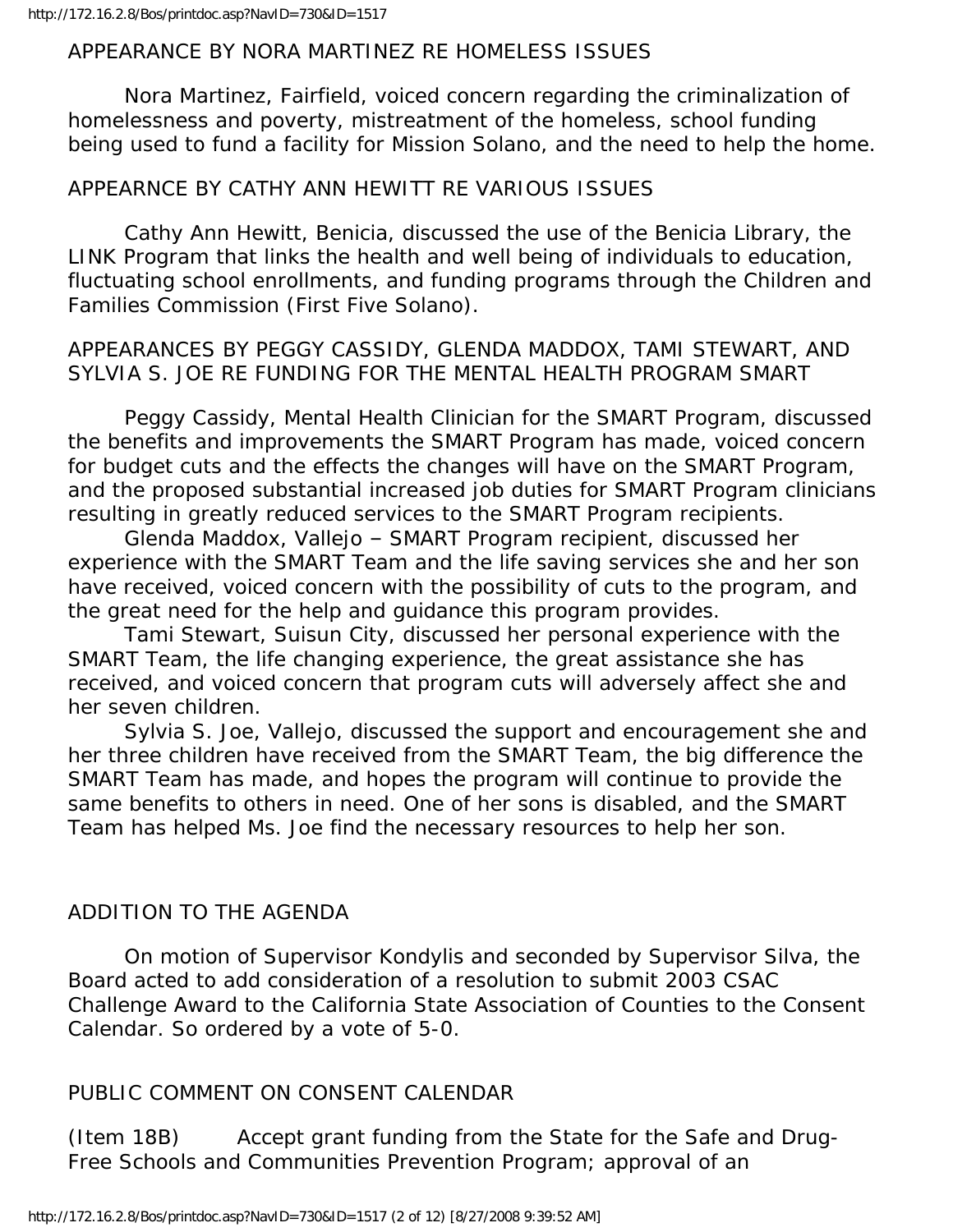APPEARANCE BY NORA MARTINEZ RE HOMELESS ISSUES

Nora Martinez, Fairfield, voiced concern regarding the criminalization of homelessness and poverty, mistreatment of the homeless, school funding being used to fund a facility for Mission Solano, and the need to help the home.

APPEARNCE BY CATHY ANN HEWITT RE VARIOUS ISSUES

Cathy Ann Hewitt, Benicia, discussed the use of the Benicia Library, the LINK Program that links the health and well being of individuals to education, fluctuating school enrollments, and funding programs through the Children and Families Commission (First Five Solano).

APPEARANCES BY PEGGY CASSIDY, GLENDA MADDOX, TAMI STEWART, AND SYLVIA S. JOE RE FUNDING FOR THE MENTAL HEALTH PROGRAM SMART

Peggy Cassidy, Mental Health Clinician for the SMART Program, discussed the benefits and improvements the SMART Program has made, voiced concern for budget cuts and the effects the changes will have on the SMART Program, and the proposed substantial increased job duties for SMART Program clinicians resulting in greatly reduced services to the SMART Program recipients.

Glenda Maddox, Vallejo – SMART Program recipient, discussed her experience with the SMART Team and the life saving services she and her son have received, voiced concern with the possibility of cuts to the program, and the great need for the help and guidance this program provides.

Tami Stewart, Suisun City, discussed her personal experience with the SMART Team, the life changing experience, the great assistance she has received, and voiced concern that program cuts will adversely affect she and her seven children.

Sylvia S. Joe, Vallejo, discussed the support and encouragement she and her three children have received from the SMART Team, the big difference the SMART Team has made, and hopes the program will continue to provide the same benefits to others in need. One of her sons is disabled, and the SMART Team has helped Ms. Joe find the necessary resources to help her son.

ADDITION TO THE AGENDA

On motion of Supervisor Kondylis and seconded by Supervisor Silva, the Board acted to add consideration of a resolution to submit 2003 CSAC Challenge Award to the California State Association of Counties to the Consent Calendar. So ordered by a vote of 5-0.

PUBLIC COMMENT ON CONSENT CALENDAR

(Item 18B) Accept grant funding from the State for the Safe and Drug-Free Schools and Communities Prevention Program; approval of an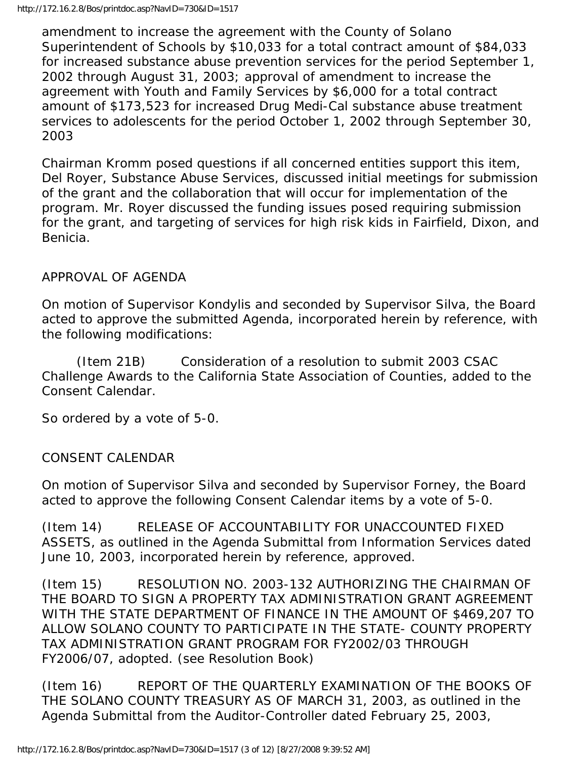amendment to increase the agreement with the County of Solano Superintendent of Schools by $10,033 for a total contract amount of $84,033 for increased substance abuse prevention services for the period September 1, 2002 through August 31, 2003; approval of amendment to increase the agreement with Youth and Family Services by $6,000 for a total contract amount of $173,523 for increased Drug Medi-Cal substance abuse treatment services to adolescents for the period October 1, 2002 through September 30, 2003

Chairman Kromm posed questions if all concerned entities support this item, Del Royer, Substance Abuse Services, discussed initial meetings for submission of the grant and the collaboration that will occur for implementation of the program. Mr. Royer discussed the funding issues posed requiring submission for the grant, and targeting of services for high risk kids in Fairfield, Dixon, and Benicia.

APPROVAL OF AGENDA

On motion of Supervisor Kondylis and seconded by Supervisor Silva, the Board acted to approve the submitted Agenda, incorporated herein by reference, with the following modifications:

(Item 21B) Consideration of a resolution to submit 2003 CSAC Challenge Awards to the California State Association of Counties, added to the Consent Calendar.

So ordered by a vote of 5-0.

CONSENT CALENDAR

On motion of Supervisor Silva and seconded by Supervisor Forney, the Board acted to approve the following Consent Calendar items by a vote of 5-0.

(Item 14) RELEASE OF ACCOUNTABILITY FOR UNACCOUNTED FIXED ASSETS, as outlined in the Agenda Submittal from Information Services dated June 10, 2003, incorporated herein by reference, approved.

(Item 15) RESOLUTION NO. 2003-132 AUTHORIZING THE CHAIRMAN OF THE BOARD TO SIGN A PROPERTY TAX ADMINISTRATION GRANT AGREEMENT WITH THE STATE DEPARTMENT OF FINANCE IN THE AMOUNT OF $469,207 TO ALLOW SOLANO COUNTY TO PARTICIPATE IN THE STATE- COUNTY PROPERTY TAX ADMINISTRATION GRANT PROGRAM FOR FY2002/03 THROUGH FY2006/07, adopted. (see Resolution Book)

(Item 16) REPORT OF THE QUARTERLY EXAMINATION OF THE BOOKS OF THE SOLANO COUNTY TREASURY AS OF MARCH 31, 2003, as outlined in the Agenda Submittal from the Auditor-Controller dated February 25, 2003,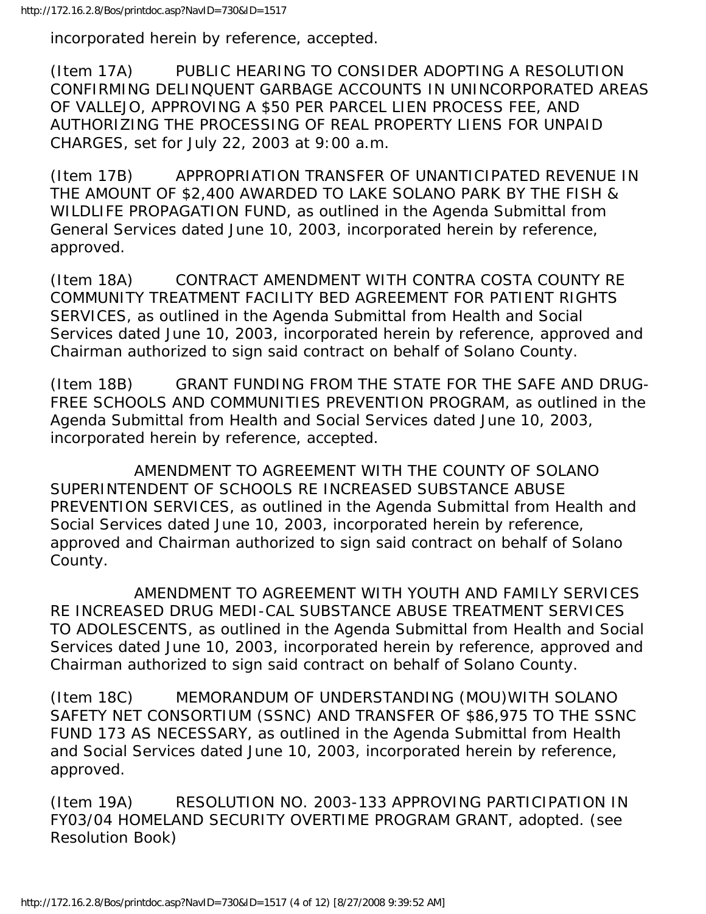incorporated herein by reference, accepted.

(Item 17A) PUBLIC HEARING TO CONSIDER ADOPTING A RESOLUTION CONFIRMING DELINQUENT GARBAGE ACCOUNTS IN UNINCORPORATED AREAS OF VALLEJO, APPROVING A $50 PER PARCEL LIEN PROCESS FEE, AND AUTHORIZING THE PROCESSING OF REAL PROPERTY LIENS FOR UNPAID CHARGES, set for July 22, 2003 at 9:00 a.m.

(Item 17B) APPROPRIATION TRANSFER OF UNANTICIPATED REVENUE IN THE AMOUNT OF $2,400 AWARDED TO LAKE SOLANO PARK BY THE FISH & WILDLIFE PROPAGATION FUND, as outlined in the Agenda Submittal from General Services dated June 10, 2003, incorporated herein by reference, approved.

(Item 18A) CONTRACT AMENDMENT WITH CONTRA COSTA COUNTY RE COMMUNITY TREATMENT FACILITY BED AGREEMENT FOR PATIENT RIGHTS SERVICES, as outlined in the Agenda Submittal from Health and Social Services dated June 10, 2003, incorporated herein by reference, approved and Chairman authorized to sign said contract on behalf of Solano County.

(Item 18B) GRANT FUNDING FROM THE STATE FOR THE SAFE AND DRUG-FREE SCHOOLS AND COMMUNITIES PREVENTION PROGRAM, as outlined in the Agenda Submittal from Health and Social Services dated June 10, 2003, incorporated herein by reference, accepted.

AMENDMENT TO AGREEMENT WITH THE COUNTY OF SOLANO SUPERINTENDENT OF SCHOOLS RE INCREASED SUBSTANCE ABUSE PREVENTION SERVICES, as outlined in the Agenda Submittal from Health and Social Services dated June 10, 2003, incorporated herein by reference, approved and Chairman authorized to sign said contract on behalf of Solano County.

AMENDMENT TO AGREEMENT WITH YOUTH AND FAMILY SERVICES RE INCREASED DRUG MEDI-CAL SUBSTANCE ABUSE TREATMENT SERVICES TO ADOLESCENTS, as outlined in the Agenda Submittal from Health and Social Services dated June 10, 2003, incorporated herein by reference, approved and Chairman authorized to sign said contract on behalf of Solano County.

(Item 18C) MEMORANDUM OF UNDERSTANDING (MOU)WITH SOLANO SAFETY NET CONSORTIUM (SSNC) AND TRANSFER OF $86,975 TO THE SSNC FUND 173 AS NECESSARY, as outlined in the Agenda Submittal from Health and Social Services dated June 10, 2003, incorporated herein by reference, approved.

(Item 19A) RESOLUTION NO. 2003-133 APPROVING PARTICIPATION IN FY03/04 HOMELAND SECURITY OVERTIME PROGRAM GRANT, adopted. (see Resolution Book)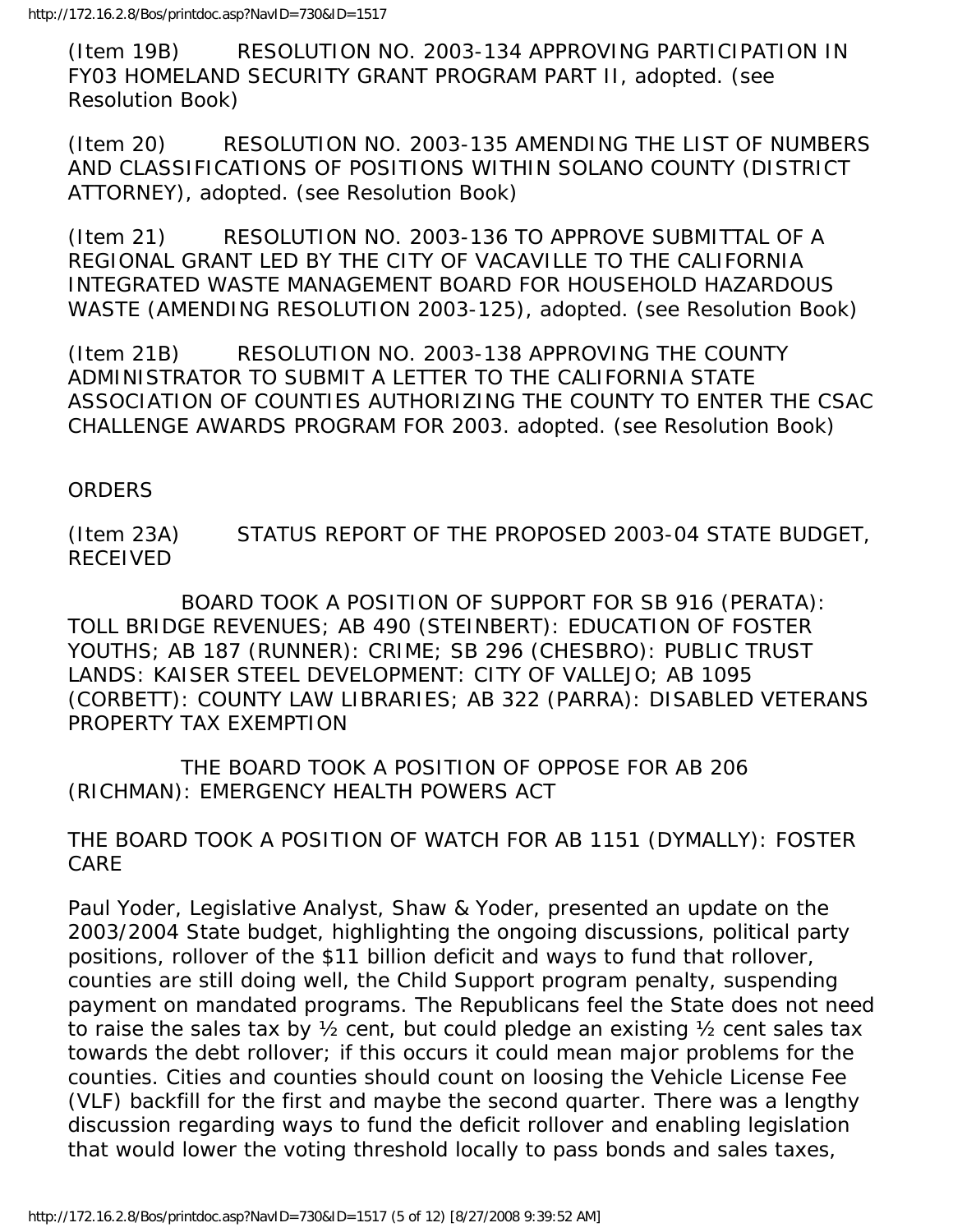(Item 19B) RESOLUTION NO. 2003-134 APPROVING PARTICIPATION IN FY03 HOMELAND SECURITY GRANT PROGRAM PART II, adopted. (see Resolution Book)

(Item 20) RESOLUTION NO. 2003-135 AMENDING THE LIST OF NUMBERS AND CLASSIFICATIONS OF POSITIONS WITHIN SOLANO COUNTY (DISTRICT ATTORNEY), adopted. (see Resolution Book)

(Item 21) RESOLUTION NO. 2003-136 TO APPROVE SUBMITTAL OF A REGIONAL GRANT LED BY THE CITY OF VACAVILLE TO THE CALIFORNIA INTEGRATED WASTE MANAGEMENT BOARD FOR HOUSEHOLD HAZARDOUS WASTE (AMENDING RESOLUTION 2003-125), adopted. (see Resolution Book)

(Item 21B) RESOLUTION NO. 2003-138 APPROVING THE COUNTY ADMINISTRATOR TO SUBMIT A LETTER TO THE CALIFORNIA STATE ASSOCIATION OF COUNTIES AUTHORIZING THE COUNTY TO ENTER THE CSAC CHALLENGE AWARDS PROGRAM FOR 2003. adopted. (see Resolution Book)

ORDERS

(Item 23A) STATUS REPORT OF THE PROPOSED 2003-04 STATE BUDGET, RECEIVED

BOARD TOOK A POSITION OF SUPPORT FOR SB 916 (PERATA): TOLL BRIDGE REVENUES; AB 490 (STEINBERT): EDUCATION OF FOSTER YOUTHS; AB 187 (RUNNER): CRIME; SB 296 (CHESBRO): PUBLIC TRUST LANDS: KAISER STEEL DEVELOPMENT: CITY OF VALLEJO; AB 1095 (CORBETT): COUNTY LAW LIBRARIES; AB 322 (PARRA): DISABLED VETERANS PROPERTY TAX EXEMPTION

THE BOARD TOOK A POSITION OF OPPOSE FOR AB 206 (RICHMAN): EMERGENCY HEALTH POWERS ACT

THE BOARD TOOK A POSITION OF WATCH FOR AB 1151 (DYMALLY): FOSTER CARE

Paul Yoder, Legislative Analyst, Shaw & Yoder, presented an update on the 2003/2004 State budget, highlighting the ongoing discussions, political party positions, rollover of the $11 billion deficit and ways to fund that rollover, counties are still doing well, the Child Support program penalty, suspending payment on mandated programs. The Republicans feel the State does not need to raise the sales tax by ½ cent, but could pledge an existing ½ cent sales tax towards the debt rollover; if this occurs it could mean major problems for the counties. Cities and counties should count on loosing the Vehicle License Fee (VLF) backfill for the first and maybe the second quarter. There was a lengthy discussion regarding ways to fund the deficit rollover and enabling legislation that would lower the voting threshold locally to pass bonds and sales taxes,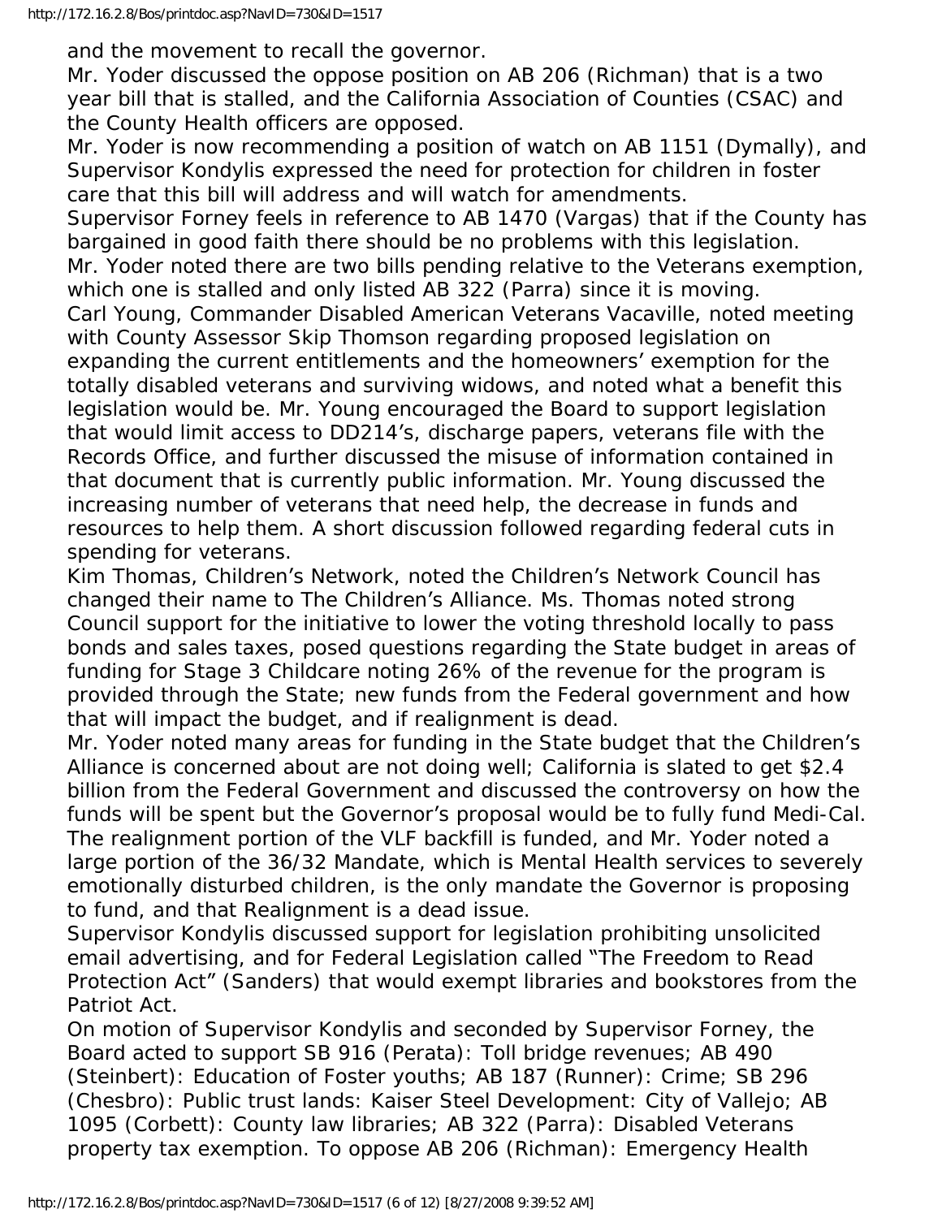and the movement to recall the governor.

Mr. Yoder discussed the oppose position on AB 206 (Richman) that is a two year bill that is stalled, and the California Association of Counties (CSAC) and the County Health officers are opposed.

Mr. Yoder is now recommending a position of watch on AB 1151 (Dymally), and Supervisor Kondylis expressed the need for protection for children in foster care that this bill will address and will watch for amendments.

Supervisor Forney feels in reference to AB 1470 (Vargas) that if the County has bargained in good faith there should be no problems with this legislation.

Mr. Yoder noted there are two bills pending relative to the Veterans exemption, which one is stalled and only listed AB 322 (Parra) since it is moving.

Carl Young, Commander Disabled American Veterans Vacaville, noted meeting with County Assessor Skip Thomson regarding proposed legislation on expanding the current entitlements and the homeowners' exemption for the totally disabled veterans and surviving widows, and noted what a benefit this legislation would be. Mr. Young encouraged the Board to support legislation that would limit access to DD214's, discharge papers, veterans file with the Records Office, and further discussed the misuse of information contained in that document that is currently public information. Mr. Young discussed the increasing number of veterans that need help, the decrease in funds and resources to help them. A short discussion followed regarding federal cuts in spending for veterans.

Kim Thomas, Children's Network, noted the Children's Network Council has changed their name to The Children's Alliance. Ms. Thomas noted strong Council support for the initiative to lower the voting threshold locally to pass bonds and sales taxes, posed questions regarding the State budget in areas of funding for Stage 3 Childcare noting 26% of the revenue for the program is provided through the State; new funds from the Federal government and how that will impact the budget, and if realignment is dead.

Mr. Yoder noted many areas for funding in the State budget that the Children's Alliance is concerned about are not doing well; California is slated to get $2.4 billion from the Federal Government and discussed the controversy on how the funds will be spent but the Governor's proposal would be to fully fund Medi-Cal. The realignment portion of the VLF backfill is funded, and Mr. Yoder noted a large portion of the 36/32 Mandate, which is Mental Health services to severely emotionally disturbed children, is the only mandate the Governor is proposing to fund, and that Realignment is a dead issue.

Supervisor Kondylis discussed support for legislation prohibiting unsolicited email advertising, and for Federal Legislation called "The Freedom to Read Protection Act" (Sanders) that would exempt libraries and bookstores from the Patriot Act.

On motion of Supervisor Kondylis and seconded by Supervisor Forney, the Board acted to support SB 916 (Perata): Toll bridge revenues; AB 490 (Steinbert): Education of Foster youths; AB 187 (Runner): Crime; SB 296 (Chesbro): Public trust lands: Kaiser Steel Development: City of Vallejo; AB 1095 (Corbett): County law libraries; AB 322 (Parra): Disabled Veterans property tax exemption. To oppose AB 206 (Richman): Emergency Health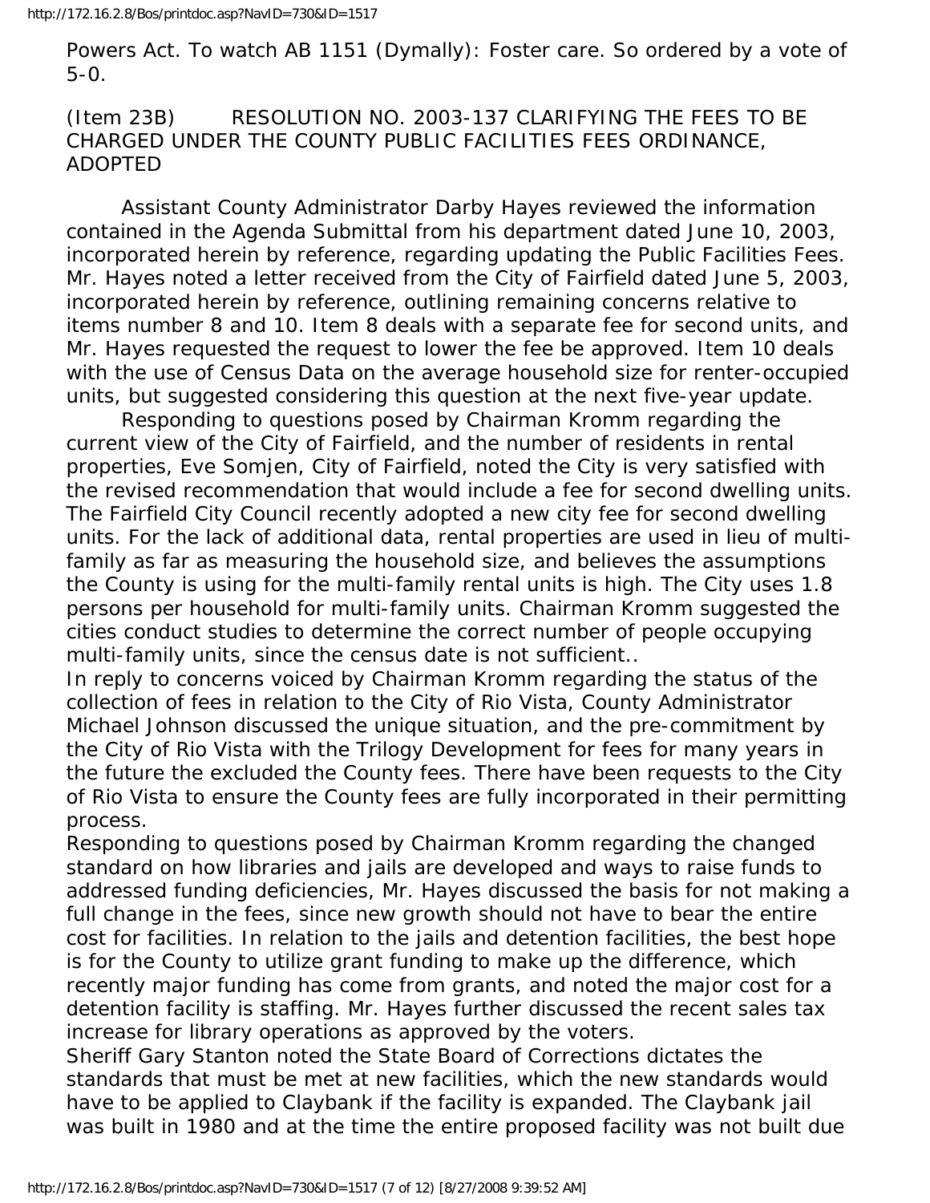Powers Act. To watch AB 1151 (Dymally): Foster care. So ordered by a vote of 5-0.

(Item 23B) RESOLUTION NO. 2003-137 CLARIFYING THE FEES TO BE CHARGED UNDER THE COUNTY PUBLIC FACILITIES FEES ORDINANCE, ADOPTED

Assistant County Administrator Darby Hayes reviewed the information contained in the Agenda Submittal from his department dated June 10, 2003, incorporated herein by reference, regarding updating the Public Facilities Fees. Mr. Hayes noted a letter received from the City of Fairfield dated June 5, 2003, incorporated herein by reference, outlining remaining concerns relative to items number 8 and 10. Item 8 deals with a separate fee for second units, and Mr. Hayes requested the request to lower the fee be approved. Item 10 deals with the use of Census Data on the average household size for renter-occupied units, but suggested considering this question at the next five-year update.

Responding to questions posed by Chairman Kromm regarding the current view of the City of Fairfield, and the number of residents in rental properties, Eve Somjen, City of Fairfield, noted the City is very satisfied with the revised recommendation that would include a fee for second dwelling units. The Fairfield City Council recently adopted a new city fee for second dwelling units. For the lack of additional data, rental properties are used in lieu of multi-family as far as measuring the household size, and believes the assumptions the County is using for the multi-family rental units is high. The City uses 1.8 persons per household for multi-family units. Chairman Kromm suggested the cities conduct studies to determine the correct number of people occupying multi-family units, since the census date is not sufficient..

In reply to concerns voiced by Chairman Kromm regarding the status of the collection of fees in relation to the City of Rio Vista, County Administrator Michael Johnson discussed the unique situation, and the pre-commitment by the City of Rio Vista with the Trilogy Development for fees for many years in the future the excluded the County fees. There have been requests to the City of Rio Vista to ensure the County fees are fully incorporated in their permitting process.

Responding to questions posed by Chairman Kromm regarding the changed standard on how libraries and jails are developed and ways to raise funds to addressed funding deficiencies, Mr. Hayes discussed the basis for not making a full change in the fees, since new growth should not have to bear the entire cost for facilities. In relation to the jails and detention facilities, the best hope is for the County to utilize grant funding to make up the difference, which recently major funding has come from grants, and noted the major cost for a detention facility is staffing. Mr. Hayes further discussed the recent sales tax increase for library operations as approved by the voters.

Sheriff Gary Stanton noted the State Board of Corrections dictates the standards that must be met at new facilities, which the new standards would have to be applied to Claybank if the facility is expanded. The Claybank jail was built in 1980 and at the time the entire proposed facility was not built due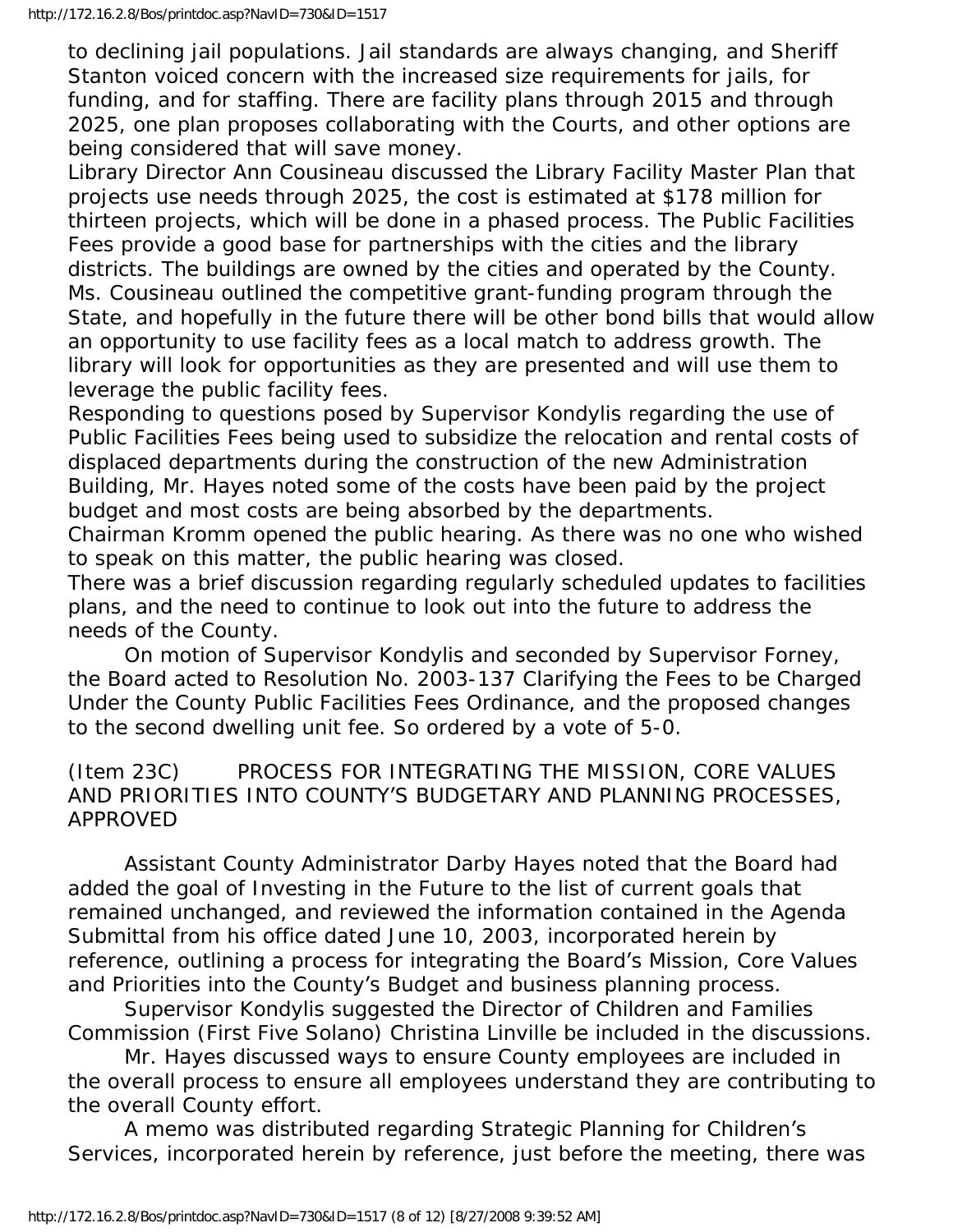to declining jail populations. Jail standards are always changing, and Sheriff Stanton voiced concern with the increased size requirements for jails, for funding, and for staffing. There are facility plans through 2015 and through 2025, one plan proposes collaborating with the Courts, and other options are being considered that will save money.

Library Director Ann Cousineau discussed the Library Facility Master Plan that projects use needs through 2025, the cost is estimated at $178 million for thirteen projects, which will be done in a phased process. The Public Facilities Fees provide a good base for partnerships with the cities and the library districts. The buildings are owned by the cities and operated by the County. Ms. Cousineau outlined the competitive grant-funding program through the State, and hopefully in the future there will be other bond bills that would allow an opportunity to use facility fees as a local match to address growth. The library will look for opportunities as they are presented and will use them to leverage the public facility fees.

Responding to questions posed by Supervisor Kondylis regarding the use of Public Facilities Fees being used to subsidize the relocation and rental costs of displaced departments during the construction of the new Administration Building, Mr. Hayes noted some of the costs have been paid by the project budget and most costs are being absorbed by the departments.

Chairman Kromm opened the public hearing. As there was no one who wished to speak on this matter, the public hearing was closed.

There was a brief discussion regarding regularly scheduled updates to facilities plans, and the need to continue to look out into the future to address the needs of the County.

On motion of Supervisor Kondylis and seconded by Supervisor Forney, the Board acted to Resolution No. 2003-137 Clarifying the Fees to be Charged Under the County Public Facilities Fees Ordinance, and the proposed changes to the second dwelling unit fee. So ordered by a vote of 5-0.

(Item 23C) PROCESS FOR INTEGRATING THE MISSION, CORE VALUES AND PRIORITIES INTO COUNTY'S BUDGETARY AND PLANNING PROCESSES, APPROVED

Assistant County Administrator Darby Hayes noted that the Board had added the goal of Investing in the Future to the list of current goals that remained unchanged, and reviewed the information contained in the Agenda Submittal from his office dated June 10, 2003, incorporated herein by reference, outlining a process for integrating the Board's Mission, Core Values and Priorities into the County's Budget and business planning process.

Supervisor Kondylis suggested the Director of Children and Families Commission (First Five Solano) Christina Linville be included in the discussions.

Mr. Hayes discussed ways to ensure County employees are included in the overall process to ensure all employees understand they are contributing to the overall County effort.

A memo was distributed regarding Strategic Planning for Children's Services, incorporated herein by reference, just before the meeting, there was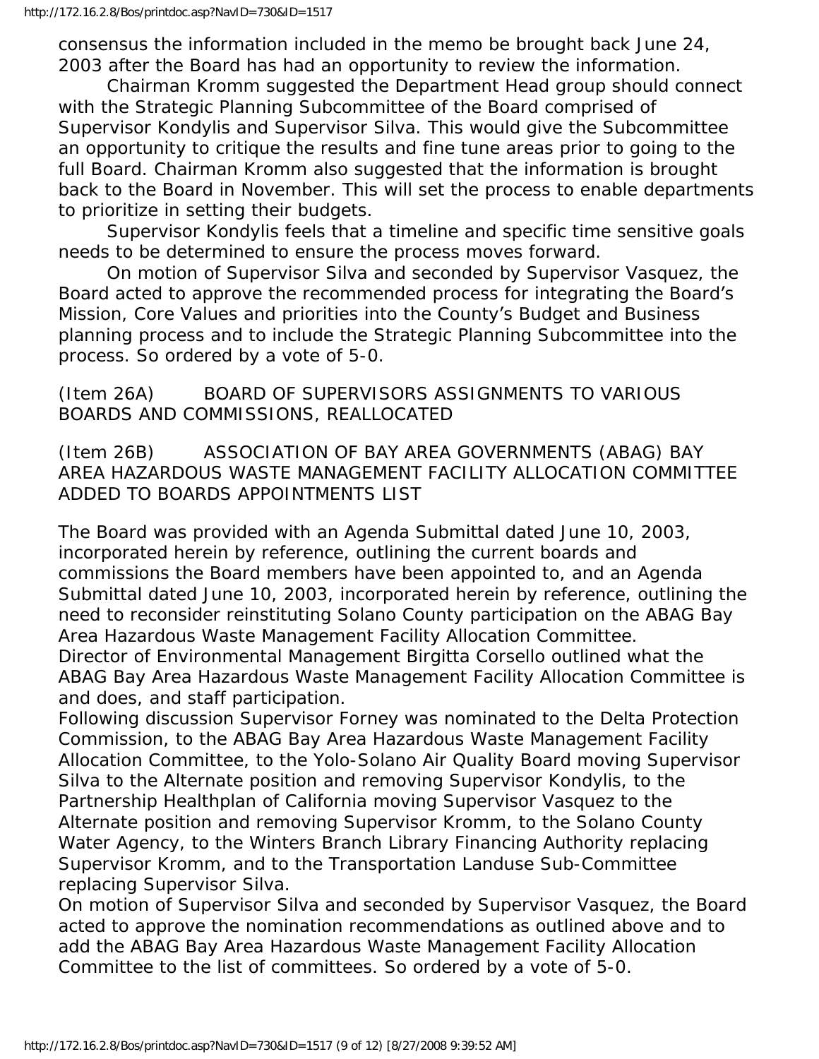consensus the information included in the memo be brought back June 24, 2003 after the Board has had an opportunity to review the information.

Chairman Kromm suggested the Department Head group should connect with the Strategic Planning Subcommittee of the Board comprised of Supervisor Kondylis and Supervisor Silva. This would give the Subcommittee an opportunity to critique the results and fine tune areas prior to going to the full Board. Chairman Kromm also suggested that the information is brought back to the Board in November. This will set the process to enable departments to prioritize in setting their budgets.

Supervisor Kondylis feels that a timeline and specific time sensitive goals needs to be determined to ensure the process moves forward.

On motion of Supervisor Silva and seconded by Supervisor Vasquez, the Board acted to approve the recommended process for integrating the Board's Mission, Core Values and priorities into the County's Budget and Business planning process and to include the Strategic Planning Subcommittee into the process. So ordered by a vote of 5-0.

(Item 26A) BOARD OF SUPERVISORS ASSIGNMENTS TO VARIOUS BOARDS AND COMMISSIONS, REALLOCATED

(Item 26B) ASSOCIATION OF BAY AREA GOVERNMENTS (ABAG) BAY AREA HAZARDOUS WASTE MANAGEMENT FACILITY ALLOCATION COMMITTEE ADDED TO BOARDS APPOINTMENTS LIST

The Board was provided with an Agenda Submittal dated June 10, 2003, incorporated herein by reference, outlining the current boards and commissions the Board members have been appointed to, and an Agenda Submittal dated June 10, 2003, incorporated herein by reference, outlining the need to reconsider reinstituting Solano County participation on the ABAG Bay Area Hazardous Waste Management Facility Allocation Committee.

Director of Environmental Management Birgitta Corsello outlined what the ABAG Bay Area Hazardous Waste Management Facility Allocation Committee is and does, and staff participation.

Following discussion Supervisor Forney was nominated to the Delta Protection Commission, to the ABAG Bay Area Hazardous Waste Management Facility Allocation Committee, to the Yolo-Solano Air Quality Board moving Supervisor Silva to the Alternate position and removing Supervisor Kondylis, to the Partnership Healthplan of California moving Supervisor Vasquez to the Alternate position and removing Supervisor Kromm, to the Solano County Water Agency, to the Winters Branch Library Financing Authority replacing Supervisor Kromm, and to the Transportation Landuse Sub-Committee replacing Supervisor Silva.

On motion of Supervisor Silva and seconded by Supervisor Vasquez, the Board acted to approve the nomination recommendations as outlined above and to add the ABAG Bay Area Hazardous Waste Management Facility Allocation Committee to the list of committees. So ordered by a vote of 5-0.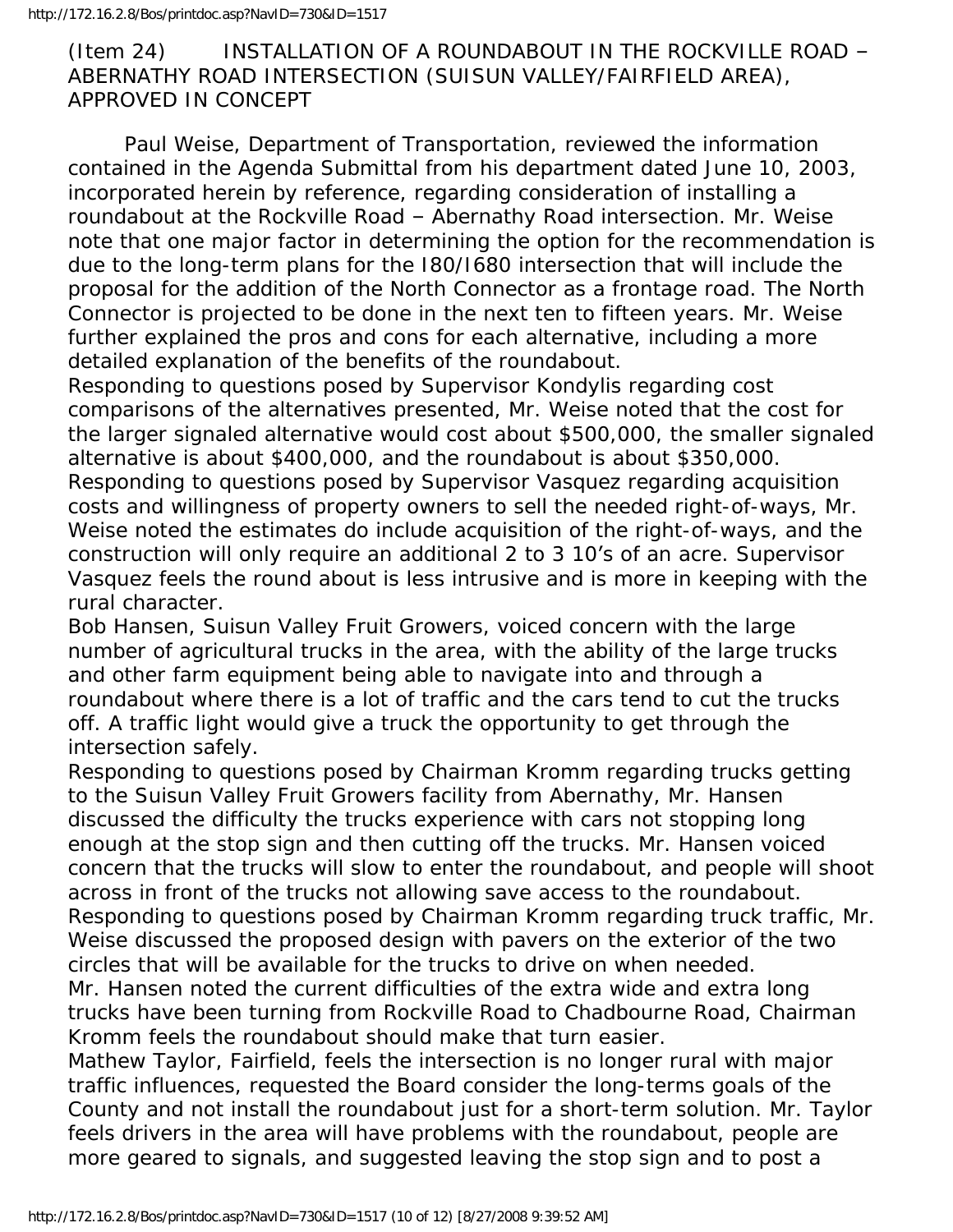(Item 24) INSTALLATION OF A ROUNDABOUT IN THE ROCKVILLE ROAD – ABERNATHY ROAD INTERSECTION (SUISUN VALLEY/FAIRFIELD AREA), APPROVED IN CONCEPT

Paul Weise, Department of Transportation, reviewed the information contained in the Agenda Submittal from his department dated June 10, 2003, incorporated herein by reference, regarding consideration of installing a roundabout at the Rockville Road – Abernathy Road intersection. Mr. Weise note that one major factor in determining the option for the recommendation is due to the long-term plans for the I80/I680 intersection that will include the proposal for the addition of the North Connector as a frontage road. The North Connector is projected to be done in the next ten to fifteen years. Mr. Weise further explained the pros and cons for each alternative, including a more detailed explanation of the benefits of the roundabout.

Responding to questions posed by Supervisor Kondylis regarding cost comparisons of the alternatives presented, Mr. Weise noted that the cost for the larger signaled alternative would cost about $500,000, the smaller signaled alternative is about $400,000, and the roundabout is about $350,000.

Responding to questions posed by Supervisor Vasquez regarding acquisition costs and willingness of property owners to sell the needed right-of-ways, Mr. Weise noted the estimates do include acquisition of the right-of-ways, and the construction will only require an additional 2 to 3 10's of an acre. Supervisor Vasquez feels the round about is less intrusive and is more in keeping with the rural character.

Bob Hansen, Suisun Valley Fruit Growers, voiced concern with the large number of agricultural trucks in the area, with the ability of the large trucks and other farm equipment being able to navigate into and through a roundabout where there is a lot of traffic and the cars tend to cut the trucks off. A traffic light would give a truck the opportunity to get through the intersection safely.

Responding to questions posed by Chairman Kromm regarding trucks getting to the Suisun Valley Fruit Growers facility from Abernathy, Mr. Hansen discussed the difficulty the trucks experience with cars not stopping long enough at the stop sign and then cutting off the trucks. Mr. Hansen voiced concern that the trucks will slow to enter the roundabout, and people will shoot across in front of the trucks not allowing save access to the roundabout.

Responding to questions posed by Chairman Kromm regarding truck traffic, Mr. Weise discussed the proposed design with pavers on the exterior of the two circles that will be available for the trucks to drive on when needed.

Mr. Hansen noted the current difficulties of the extra wide and extra long trucks have been turning from Rockville Road to Chadbourne Road, Chairman Kromm feels the roundabout should make that turn easier.

Mathew Taylor, Fairfield, feels the intersection is no longer rural with major traffic influences, requested the Board consider the long-terms goals of the County and not install the roundabout just for a short-term solution. Mr. Taylor feels drivers in the area will have problems with the roundabout, people are more geared to signals, and suggested leaving the stop sign and to post a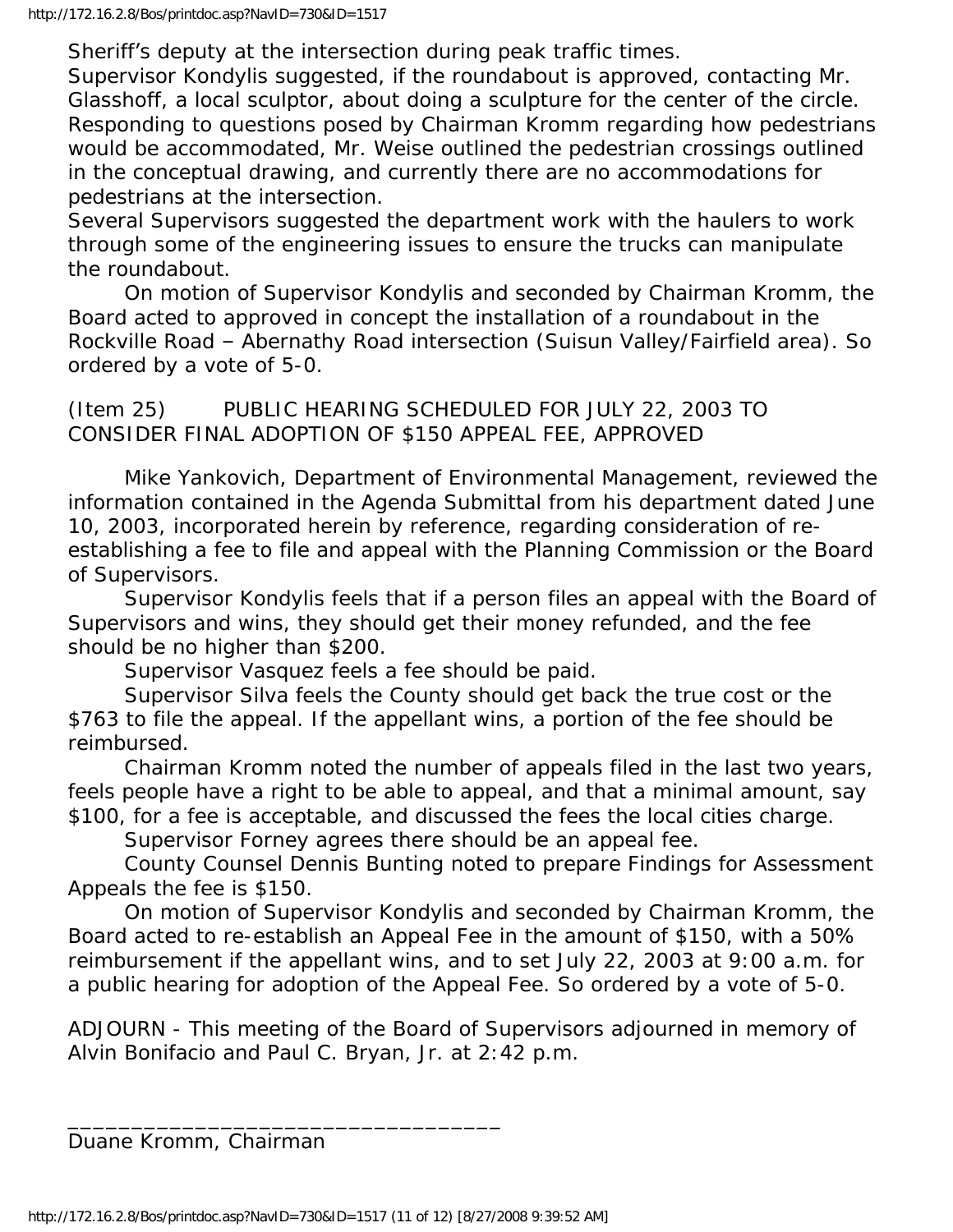Sheriff's deputy at the intersection during peak traffic times.

Supervisor Kondylis suggested, if the roundabout is approved, contacting Mr. Glasshoff, a local sculptor, about doing a sculpture for the center of the circle.

Responding to questions posed by Chairman Kromm regarding how pedestrians would be accommodated, Mr. Weise outlined the pedestrian crossings outlined in the conceptual drawing, and currently there are no accommodations for pedestrians at the intersection.

Several Supervisors suggested the department work with the haulers to work through some of the engineering issues to ensure the trucks can manipulate the roundabout.

On motion of Supervisor Kondylis and seconded by Chairman Kromm, the Board acted to approved in concept the installation of a roundabout in the Rockville Road – Abernathy Road intersection (Suisun Valley/Fairfield area). So ordered by a vote of 5-0.

(Item 25) PUBLIC HEARING SCHEDULED FOR JULY 22, 2003 TO CONSIDER FINAL ADOPTION OF $150 APPEAL FEE, APPROVED

Mike Yankovich, Department of Environmental Management, reviewed the information contained in the Agenda Submittal from his department dated June 10, 2003, incorporated herein by reference, regarding consideration of re-establishing a fee to file and appeal with the Planning Commission or the Board of Supervisors.

Supervisor Kondylis feels that if a person files an appeal with the Board of Supervisors and wins, they should get their money refunded, and the fee should be no higher than $200.

Supervisor Vasquez feels a fee should be paid.

Supervisor Silva feels the County should get back the true cost or the $763 to file the appeal. If the appellant wins, a portion of the fee should be reimbursed.

Chairman Kromm noted the number of appeals filed in the last two years, feels people have a right to be able to appeal, and that a minimal amount, say $100, for a fee is acceptable, and discussed the fees the local cities charge.

Supervisor Forney agrees there should be an appeal fee.

County Counsel Dennis Bunting noted to prepare Findings for Assessment Appeals the fee is $150.

On motion of Supervisor Kondylis and seconded by Chairman Kromm, the Board acted to re-establish an Appeal Fee in the amount of $150, with a 50% reimbursement if the appellant wins, and to set July 22, 2003 at 9:00 a.m. for a public hearing for adoption of the Appeal Fee. So ordered by a vote of 5-0.

ADJOURN - This meeting of the Board of Supervisors adjourned in memory of Alvin Bonifacio and Paul C. Bryan, Jr. at 2:42 p.m.

\_\_\_\_\_\_\_\_\_\_\_\_\_\_\_\_\_\_\_\_\_\_\_\_\_\_\_\_\_\_\_\_\_\_

Duane Kromm, Chairman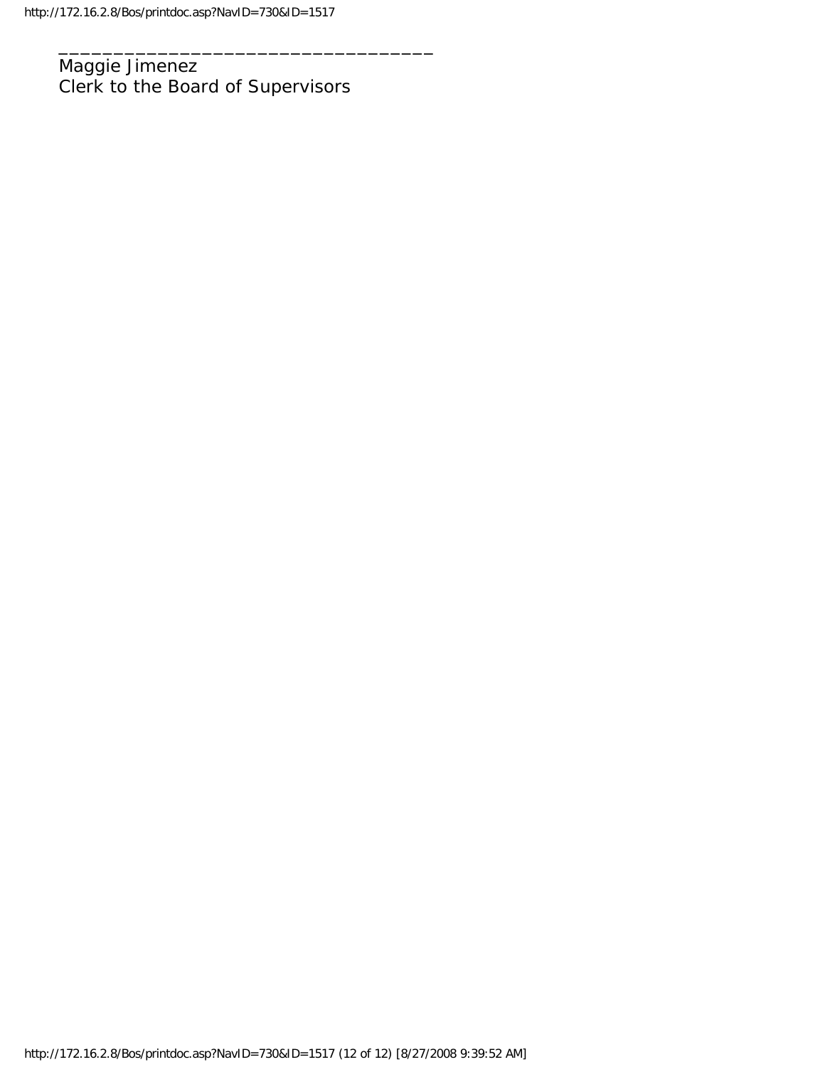_________________________________

Maggie Jimenez
Clerk to the Board of Supervisors